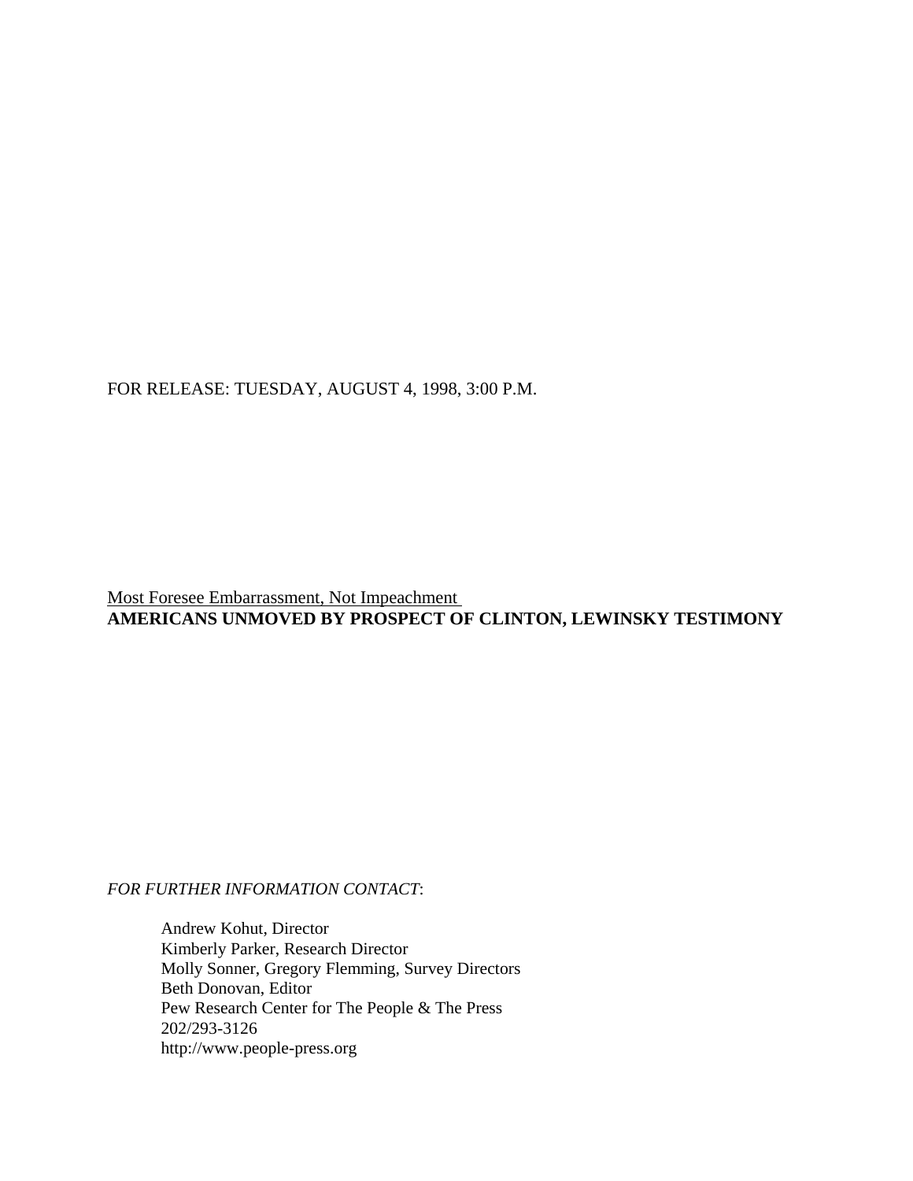FOR RELEASE: TUESDAY, AUGUST 4, 1998, 3:00 P.M.

Most Foresee Embarrassment, Not Impeachment

# AMERICANS UNMOVED BY PROSPECT OF CLINTON, LEWINSKY TESTIMONY

*FOR FURTHER INFORMATION CONTACT*:

Andrew Kohut, Director
Kimberly Parker, Research Director
Molly Sonner, Gregory Flemming, Survey Directors
Beth Donovan, Editor
Pew Research Center for The People & The Press
202/293-3126
http://www.people-press.org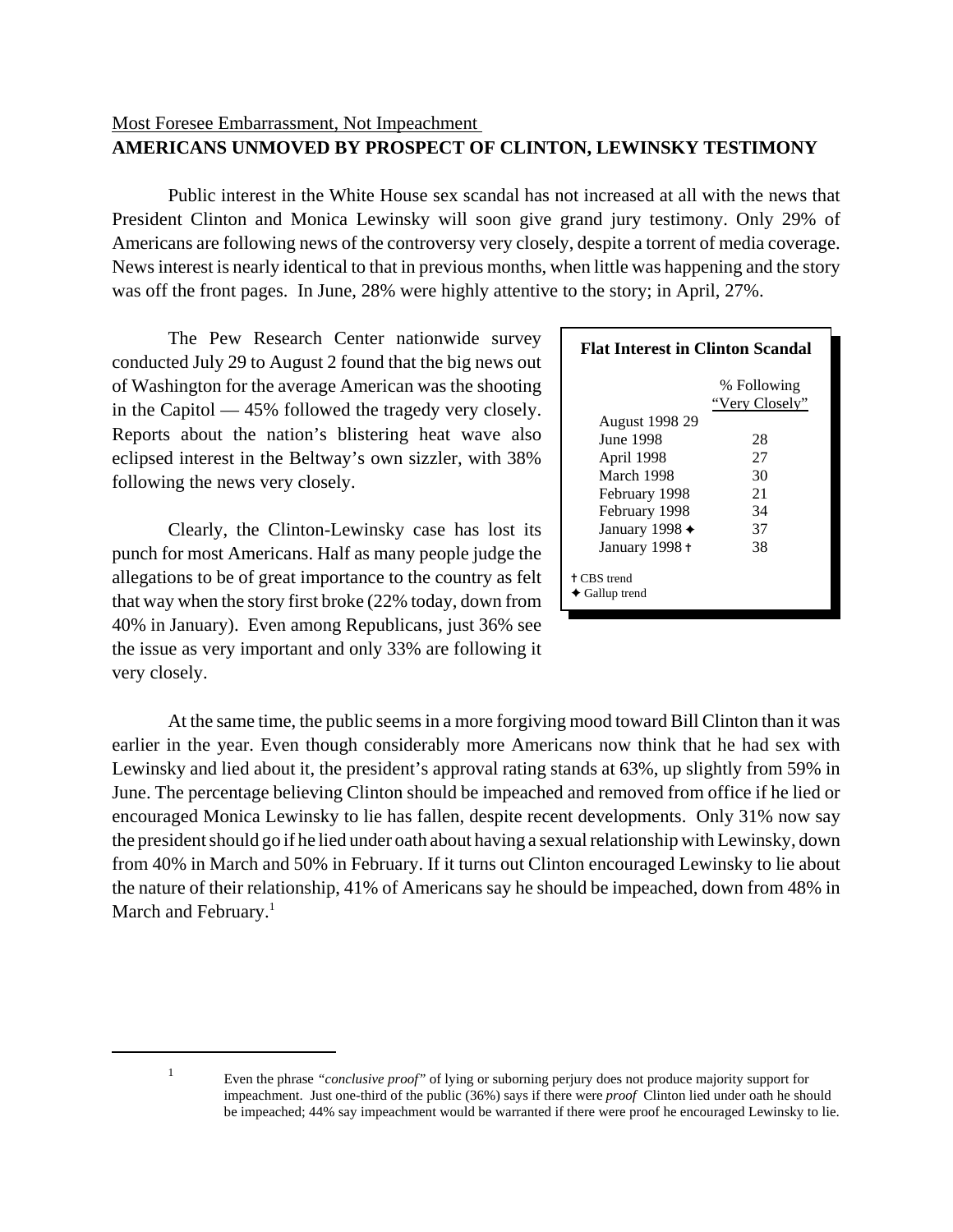Most Foresee Embarrassment, Not Impeachment

## AMERICANS UNMOVED BY PROSPECT OF CLINTON, LEWINSKY TESTIMONY

Public interest in the White House sex scandal has not increased at all with the news that President Clinton and Monica Lewinsky will soon give grand jury testimony. Only 29% of Americans are following news of the controversy very closely, despite a torrent of media coverage. News interest is nearly identical to that in previous months, when little was happening and the story was off the front pages. In June, 28% were highly attentive to the story; in April, 27%.

The Pew Research Center nationwide survey conducted July 29 to August 2 found that the big news out of Washington for the average American was the shooting in the Capitol — 45% followed the tragedy very closely. Reports about the nation's blistering heat wave also eclipsed interest in the Beltway's own sizzler, with 38% following the news very closely.

**Flat Interest in Clinton Scandal**

| | % Following "Very Closely" |
|---|---|
| August 1998 | 29 |
| June 1998 | 28 |
| April 1998 | 27 |
| March 1998 | 30 |
| February 1998 | 21 |
| February 1998 | 34 |
| January 1998 ✦ | 37 |
| January 1998 † | 38 |

† CBS trend
✦ Gallup trend

Clearly, the Clinton-Lewinsky case has lost its punch for most Americans. Half as many people judge the allegations to be of great importance to the country as felt that way when the story first broke (22% today, down from 40% in January). Even among Republicans, just 36% see the issue as very important and only 33% are following it very closely.

At the same time, the public seems in a more forgiving mood toward Bill Clinton than it was earlier in the year. Even though considerably more Americans now think that he had sex with Lewinsky and lied about it, the president's approval rating stands at 63%, up slightly from 59% in June. The percentage believing Clinton should be impeached and removed from office if he lied or encouraged Monica Lewinsky to lie has fallen, despite recent developments. Only 31% now say the president should go if he lied under oath about having a sexual relationship with Lewinsky, down from 40% in March and 50% in February. If it turns out Clinton encouraged Lewinsky to lie about the nature of their relationship, 41% of Americans say he should be impeached, down from 48% in March and February.[1]

---

[1] Even the phrase *"conclusive proof"* of lying or suborning perjury does not produce majority support for impeachment. Just one-third of the public (36%) says if there were *proof* Clinton lied under oath he should be impeached; 44% say impeachment would be warranted if there were proof he encouraged Lewinsky to lie.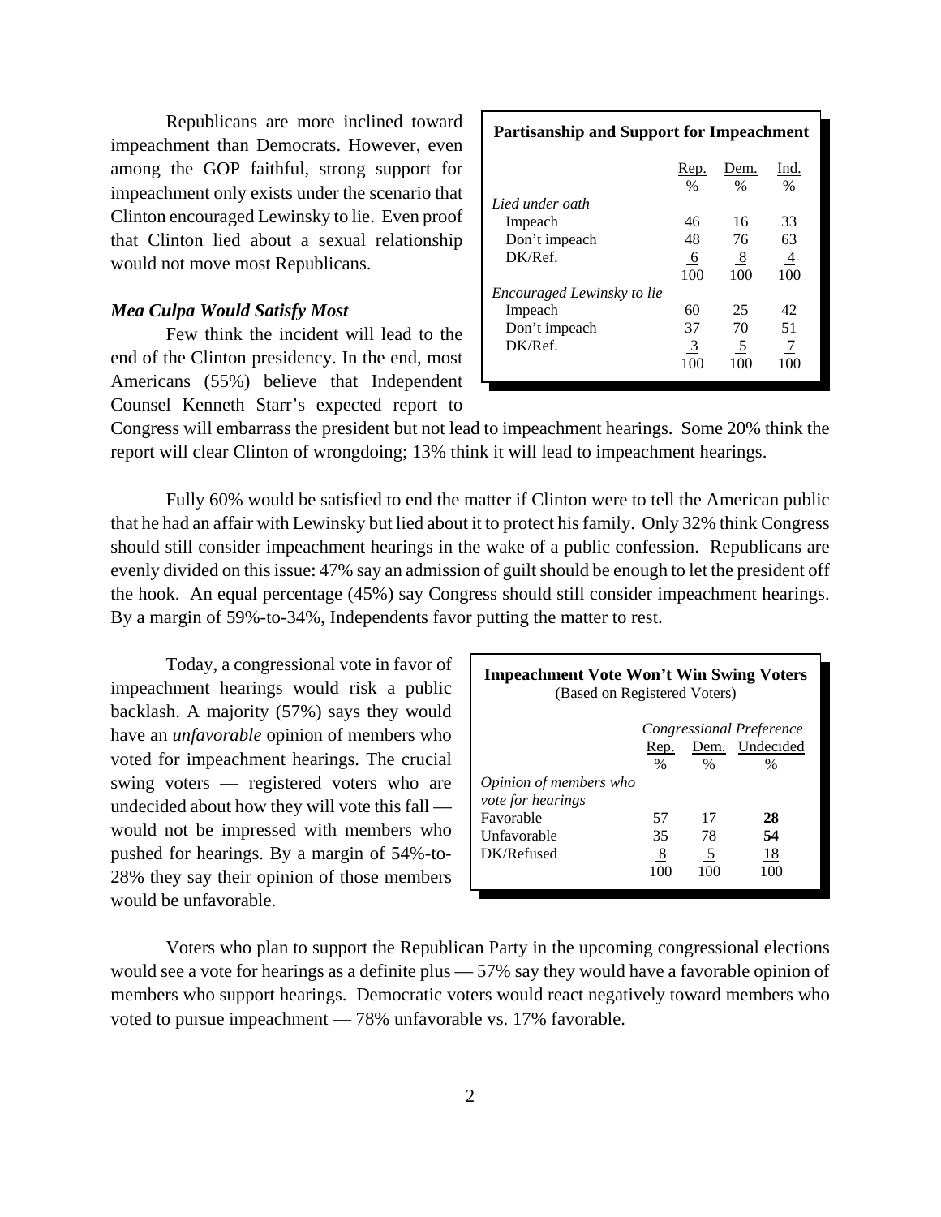Republicans are more inclined toward impeachment than Democrats. However, even among the GOP faithful, strong support for impeachment only exists under the scenario that Clinton encouraged Lewinsky to lie. Even proof that Clinton lied about a sexual relationship would not move most Republicans.

**Partisanship and Support for Impeachment**

| | Rep. | Dem. | Ind. |
|---|---|---|---|
| | % | % | % |
| *Lied under oath* | | | |
| Impeach | 46 | 16 | 33 |
| Don't impeach | 48 | 76 | 63 |
| DK/Ref. | 6 | 8 | 4 |
| | 100 | 100 | 100 |
| *Encouraged Lewinsky to lie* | | | |
| Impeach | 60 | 25 | 42 |
| Don't impeach | 37 | 70 | 51 |
| DK/Ref. | 3 | 5 | 7 |
| | 100 | 100 | 100 |

### *Mea Culpa Would Satisfy Most*

Few think the incident will lead to the end of the Clinton presidency. In the end, most Americans (55%) believe that Independent Counsel Kenneth Starr's expected report to Congress will embarrass the president but not lead to impeachment hearings. Some 20% think the report will clear Clinton of wrongdoing; 13% think it will lead to impeachment hearings.

Fully 60% would be satisfied to end the matter if Clinton were to tell the American public that he had an affair with Lewinsky but lied about it to protect his family. Only 32% think Congress should still consider impeachment hearings in the wake of a public confession. Republicans are evenly divided on this issue: 47% say an admission of guilt should be enough to let the president off the hook. An equal percentage (45%) say Congress should still consider impeachment hearings. By a margin of 59%-to-34%, Independents favor putting the matter to rest.

Today, a congressional vote in favor of impeachment hearings would risk a public backlash. A majority (57%) says they would have an *unfavorable* opinion of members who voted for impeachment hearings. The crucial swing voters — registered voters who are undecided about how they will vote this fall — would not be impressed with members who pushed for hearings. By a margin of 54%-to-28% they say their opinion of those members would be unfavorable.

**Impeachment Vote Won't Win Swing Voters**
(Based on Registered Voters)

| | *Congressional Preference* | | |
|---|---|---|---|
| | Rep. | Dem. | Undecided |
| | % | % | % |
| *Opinion of members who vote for hearings* | | | |
| Favorable | 57 | 17 | **28** |
| Unfavorable | 35 | 78 | **54** |
| DK/Refused | 8 | 5 | 18 |
| | 100 | 100 | 100 |

Voters who plan to support the Republican Party in the upcoming congressional elections would see a vote for hearings as a definite plus — 57% say they would have a favorable opinion of members who support hearings. Democratic voters would react negatively toward members who voted to pursue impeachment — 78% unfavorable vs. 17% favorable.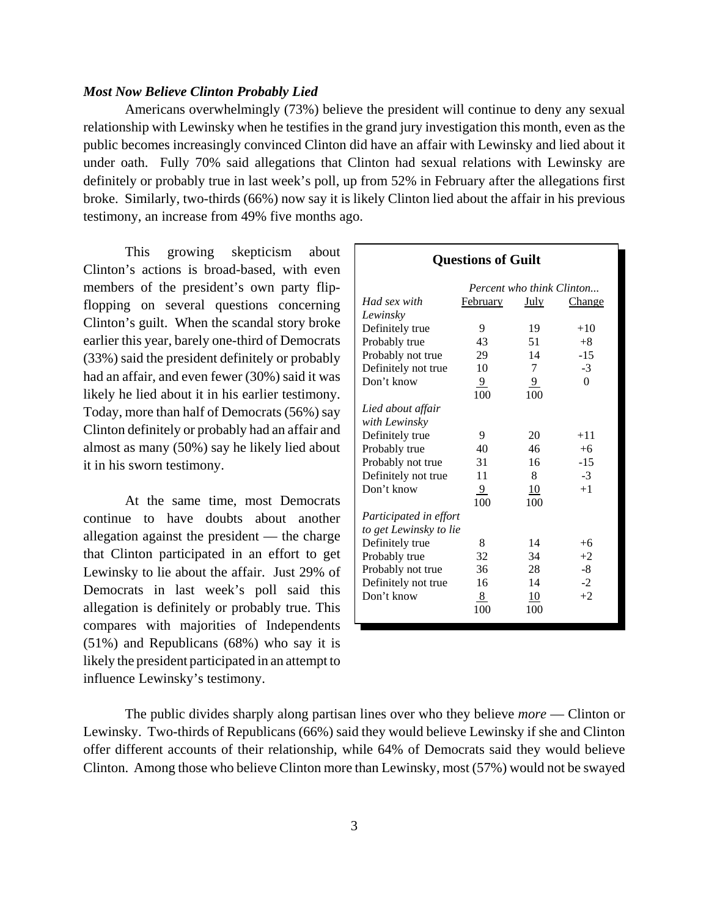***Most Now Believe Clinton Probably Lied***

Americans overwhelmingly (73%) believe the president will continue to deny any sexual relationship with Lewinsky when he testifies in the grand jury investigation this month, even as the public becomes increasingly convinced Clinton did have an affair with Lewinsky and lied about it under oath. Fully 70% said allegations that Clinton had sexual relations with Lewinsky are definitely or probably true in last week's poll, up from 52% in February after the allegations first broke. Similarly, two-thirds (66%) now say it is likely Clinton lied about the affair in his previous testimony, an increase from 49% five months ago.

This growing skepticism about Clinton's actions is broad-based, with even members of the president's own party flip-flopping on several questions concerning Clinton's guilt. When the scandal story broke earlier this year, barely one-third of Democrats (33%) said the president definitely or probably had an affair, and even fewer (30%) said it was likely he lied about it in his earlier testimony. Today, more than half of Democrats (56%) say Clinton definitely or probably had an affair and almost as many (50%) say he likely lied about it in his sworn testimony.

At the same time, most Democrats continue to have doubts about another allegation against the president — the charge that Clinton participated in an effort to get Lewinsky to lie about the affair. Just 29% of Democrats in last week's poll said this allegation is definitely or probably true. This compares with majorities of Independents (51%) and Republicans (68%) who say it is likely the president participated in an attempt to influence Lewinsky's testimony.

**Questions of Guilt**

| | *Percent who think Clinton...* | | |
|---|---|---|---|
| *Had sex with Lewinsky* | February | July | Change |
| Definitely true | 9 | 19 | +10 |
| Probably true | 43 | 51 | +8 |
| Probably not true | 29 | 14 | -15 |
| Definitely not true | 10 | 7 | -3 |
| Don't know | 9 | 9 | 0 |
| | 100 | 100 | |
| *Lied about affair with Lewinsky* | | | |
| Definitely true | 9 | 20 | +11 |
| Probably true | 40 | 46 | +6 |
| Probably not true | 31 | 16 | -15 |
| Definitely not true | 11 | 8 | -3 |
| Don't know | 9 | 10 | +1 |
| | 100 | 100 | |
| *Participated in effort to get Lewinsky to lie* | | | |
| Definitely true | 8 | 14 | +6 |
| Probably true | 32 | 34 | +2 |
| Probably not true | 36 | 28 | -8 |
| Definitely not true | 16 | 14 | -2 |
| Don't know | 8 | 10 | +2 |
| | 100 | 100 | |

The public divides sharply along partisan lines over who they believe *more* — Clinton or Lewinsky. Two-thirds of Republicans (66%) said they would believe Lewinsky if she and Clinton offer different accounts of their relationship, while 64% of Democrats said they would believe Clinton. Among those who believe Clinton more than Lewinsky, most (57%) would not be swayed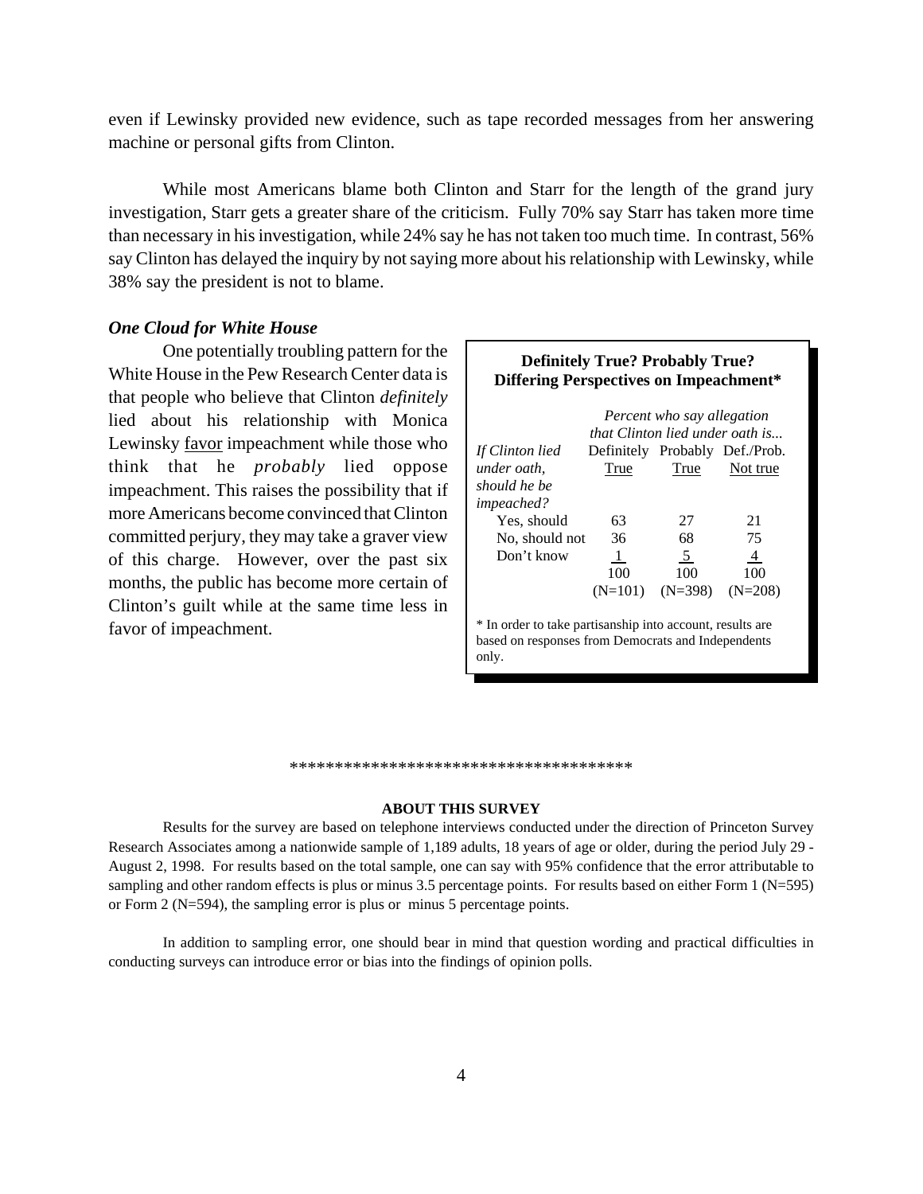even if Lewinsky provided new evidence, such as tape recorded messages from her answering machine or personal gifts from Clinton.

While most Americans blame both Clinton and Starr for the length of the grand jury investigation, Starr gets a greater share of the criticism. Fully 70% say Starr has taken more time than necessary in his investigation, while 24% say he has not taken too much time. In contrast, 56% say Clinton has delayed the inquiry by not saying more about his relationship with Lewinsky, while 38% say the president is not to blame.

### *One Cloud for White House*

One potentially troubling pattern for the White House in the Pew Research Center data is that people who believe that Clinton *definitely* lied about his relationship with Monica Lewinsky favor impeachment while those who think that he *probably* lied oppose impeachment. This raises the possibility that if more Americans become convinced that Clinton committed perjury, they may take a graver view of this charge. However, over the past six months, the public has become more certain of Clinton's guilt while at the same time less in favor of impeachment.

**Definitely True? Probably True? Differing Perspectives on Impeachment\***

| *If Clinton lied under oath, should he be impeached?* | *Percent who say allegation that Clinton lied under oath is...* Definitely True | Probably True | Def./Prob. Not true |
|---|---|---|---|
| Yes, should | 63 | 27 | 21 |
| No, should not | 36 | 68 | 75 |
| Don't know | 1 | 5 | 4 |
| | 100 | 100 | 100 |
| | (N=101) | (N=398) | (N=208) |

\* In order to take partisanship into account, results are based on responses from Democrats and Independents only.

\*\*\*\*\*\*\*\*\*\*\*\*\*\*\*\*\*\*\*\*\*\*\*\*\*\*\*\*\*\*\*\*\*\*\*\*\*\*

**ABOUT THIS SURVEY**

Results for the survey are based on telephone interviews conducted under the direction of Princeton Survey Research Associates among a nationwide sample of 1,189 adults, 18 years of age or older, during the period July 29 - August 2, 1998. For results based on the total sample, one can say with 95% confidence that the error attributable to sampling and other random effects is plus or minus 3.5 percentage points. For results based on either Form 1 (N=595) or Form 2 (N=594), the sampling error is plus or minus 5 percentage points.

In addition to sampling error, one should bear in mind that question wording and practical difficulties in conducting surveys can introduce error or bias into the findings of opinion polls.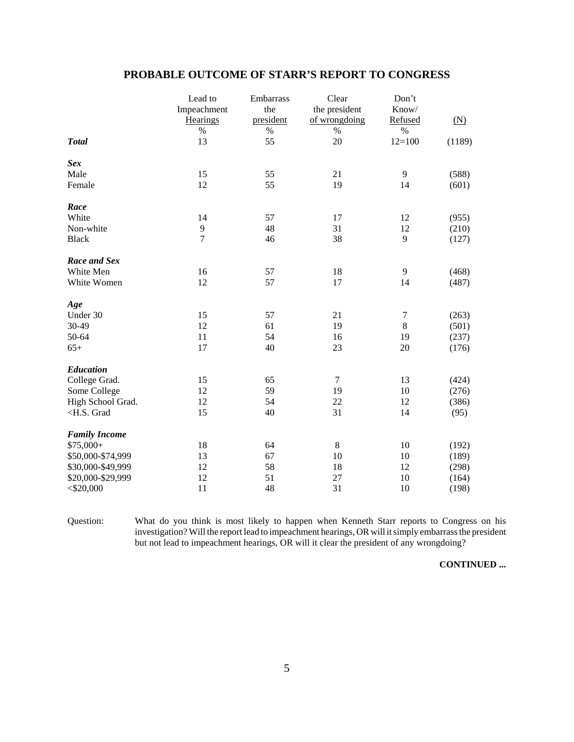## PROBABLE OUTCOME OF STARR'S REPORT TO CONGRESS

| | Lead to Impeachment Hearings | Embarrass the president | Clear the president of wrongdoing | Don't Know/ Refused | (N) |
|---|---|---|---|---|---|
| | % | % | % | % | |
| ***Total*** | 13 | 55 | 20 | 12=100 | (1189) |
| ***Sex*** | | | | | |
| Male | 15 | 55 | 21 | 9 | (588) |
| Female | 12 | 55 | 19 | 14 | (601) |
| ***Race*** | | | | | |
| White | 14 | 57 | 17 | 12 | (955) |
| Non-white | 9 | 48 | 31 | 12 | (210) |
| Black | 7 | 46 | 38 | 9 | (127) |
| ***Race and Sex*** | | | | | |
| White Men | 16 | 57 | 18 | 9 | (468) |
| White Women | 12 | 57 | 17 | 14 | (487) |
| ***Age*** | | | | | |
| Under 30 | 15 | 57 | 21 | 7 | (263) |
| 30-49 | 12 | 61 | 19 | 8 | (501) |
| 50-64 | 11 | 54 | 16 | 19 | (237) |
| 65+ | 17 | 40 | 23 | 20 | (176) |
| ***Education*** | | | | | |
| College Grad. | 15 | 65 | 7 | 13 | (424) |
| Some College | 12 | 59 | 19 | 10 | (276) |
| High School Grad. | 12 | 54 | 22 | 12 | (386) |
| <H.S. Grad | 15 | 40 | 31 | 14 | (95) |
| ***Family Income*** | | | | | |
| $75,000+ | 18 | 64 | 8 | 10 | (192) |
| $50,000-$74,999 | 13 | 67 | 10 | 10 | (189) |
| $30,000-$49,999 | 12 | 58 | 18 | 12 | (298) |
| $20,000-$29,999 | 12 | 51 | 27 | 10 | (164) |
| <$20,000 | 11 | 48 | 31 | 10 | (198) |

Question: What do you think is most likely to happen when Kenneth Starr reports to Congress on his investigation? Will the report lead to impeachment hearings, OR will it simply embarrass the president but not lead to impeachment hearings, OR will it clear the president of any wrongdoing?

**CONTINUED ...**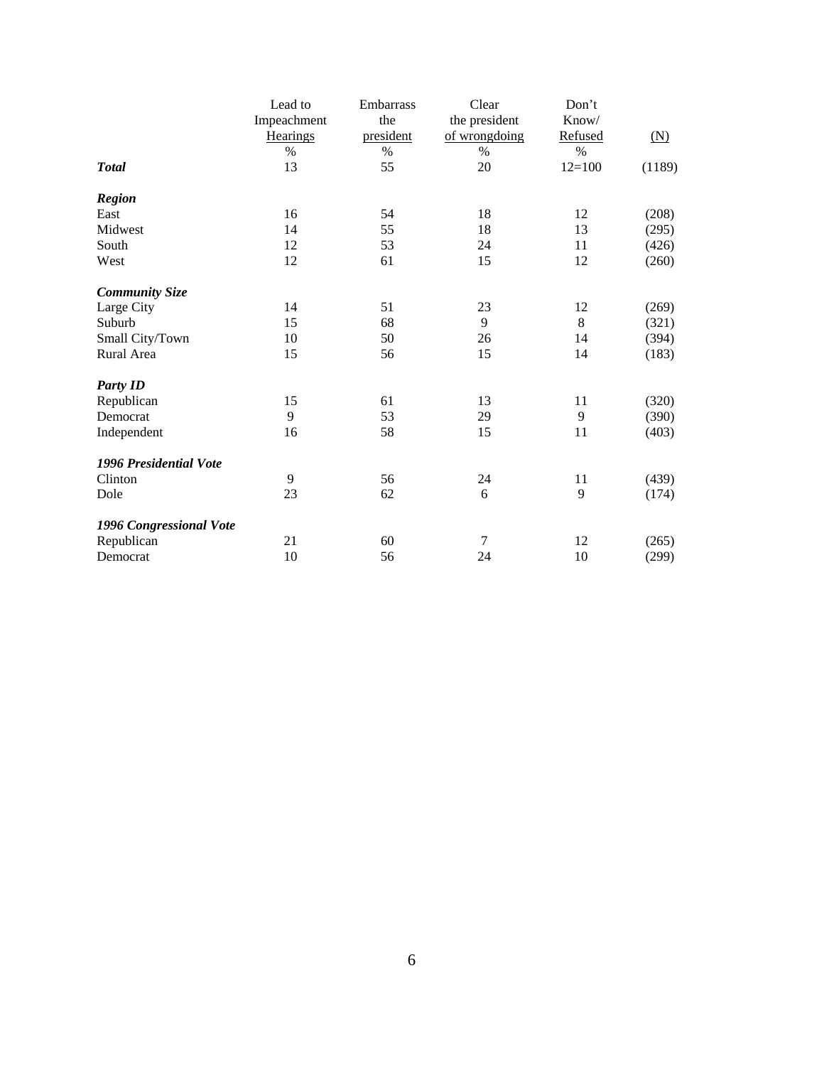| | Lead to Impeachment Hearings | Embarrass the president | Clear the president of wrongdoing | Don't Know/ Refused | (N) |
|---|---|---|---|---|---|
| | % | % | % | % | |
| ***Total*** | 13 | 55 | 20 | 12=100 | (1189) |
| | | | | | |
| ***Region*** | | | | | |
| East | 16 | 54 | 18 | 12 | (208) |
| Midwest | 14 | 55 | 18 | 13 | (295) |
| South | 12 | 53 | 24 | 11 | (426) |
| West | 12 | 61 | 15 | 12 | (260) |
| | | | | | |
| ***Community Size*** | | | | | |
| Large City | 14 | 51 | 23 | 12 | (269) |
| Suburb | 15 | 68 | 9 | 8 | (321) |
| Small City/Town | 10 | 50 | 26 | 14 | (394) |
| Rural Area | 15 | 56 | 15 | 14 | (183) |
| | | | | | |
| ***Party ID*** | | | | | |
| Republican | 15 | 61 | 13 | 11 | (320) |
| Democrat | 9 | 53 | 29 | 9 | (390) |
| Independent | 16 | 58 | 15 | 11 | (403) |
| | | | | | |
| ***1996 Presidential Vote*** | | | | | |
| Clinton | 9 | 56 | 24 | 11 | (439) |
| Dole | 23 | 62 | 6 | 9 | (174) |
| | | | | | |
| ***1996 Congressional Vote*** | | | | | |
| Republican | 21 | 60 | 7 | 12 | (265) |
| Democrat | 10 | 56 | 24 | 10 | (299) |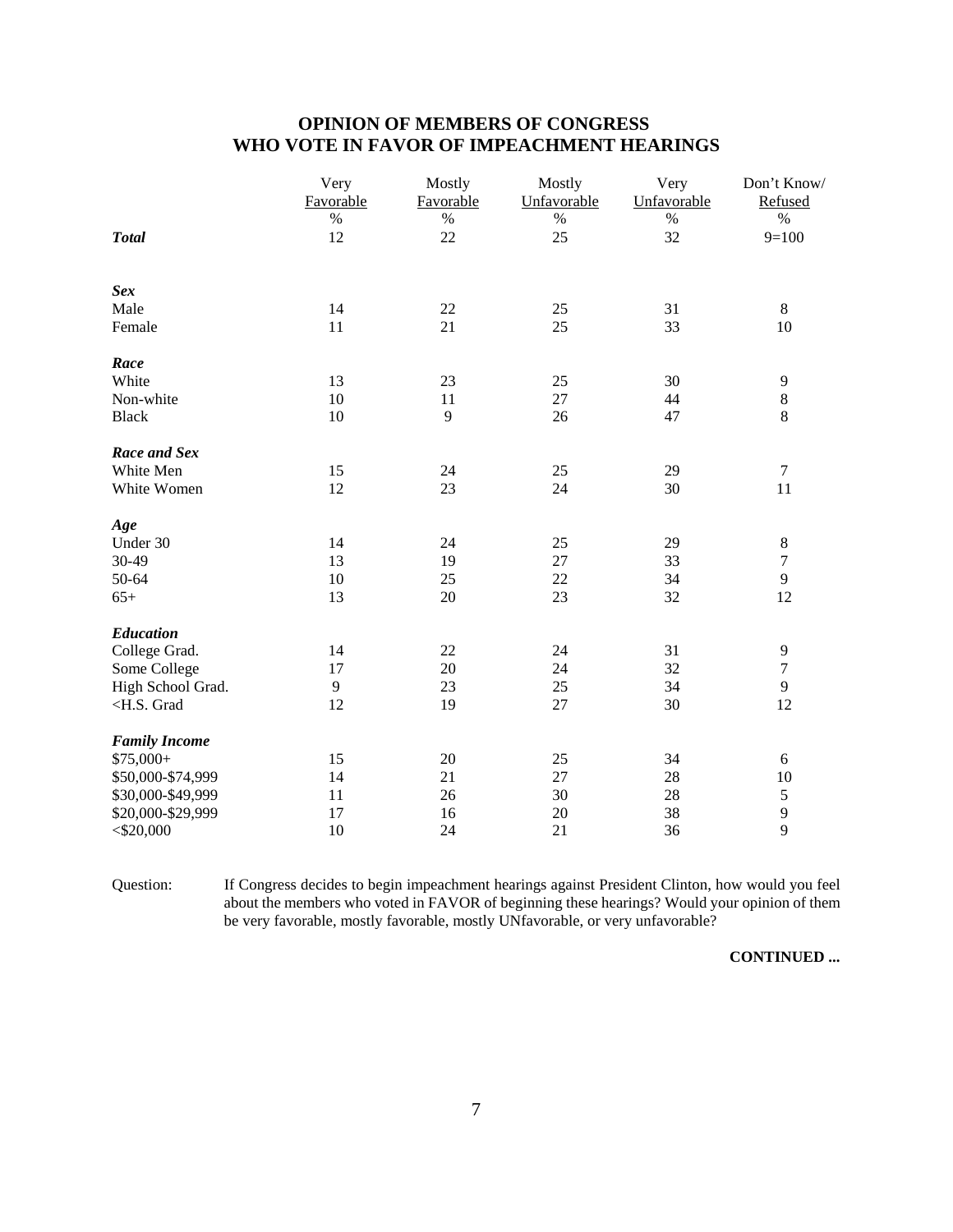## OPINION OF MEMBERS OF CONGRESS WHO VOTE IN FAVOR OF IMPEACHMENT HEARINGS

| | Very Favorable | Mostly Favorable | Mostly Unfavorable | Very Unfavorable | Don't Know/ Refused |
|---|---|---|---|---|---|
| | % | % | % | % | % |
| ***Total*** | 12 | 22 | 25 | 32 | 9=100 |
| ***Sex*** | | | | | |
| Male | 14 | 22 | 25 | 31 | 8 |
| Female | 11 | 21 | 25 | 33 | 10 |
| ***Race*** | | | | | |
| White | 13 | 23 | 25 | 30 | 9 |
| Non-white | 10 | 11 | 27 | 44 | 8 |
| Black | 10 | 9 | 26 | 47 | 8 |
| ***Race and Sex*** | | | | | |
| White Men | 15 | 24 | 25 | 29 | 7 |
| White Women | 12 | 23 | 24 | 30 | 11 |
| ***Age*** | | | | | |
| Under 30 | 14 | 24 | 25 | 29 | 8 |
| 30-49 | 13 | 19 | 27 | 33 | 7 |
| 50-64 | 10 | 25 | 22 | 34 | 9 |
| 65+ | 13 | 20 | 23 | 32 | 12 |
| ***Education*** | | | | | |
| College Grad. | 14 | 22 | 24 | 31 | 9 |
| Some College | 17 | 20 | 24 | 32 | 7 |
| High School Grad. | 9 | 23 | 25 | 34 | 9 |
| <H.S. Grad | 12 | 19 | 27 | 30 | 12 |
| ***Family Income*** | | | | | |
| $75,000+ | 15 | 20 | 25 | 34 | 6 |
| $50,000-$74,999 | 14 | 21 | 27 | 28 | 10 |
| $30,000-$49,999 | 11 | 26 | 30 | 28 | 5 |
| $20,000-$29,999 | 17 | 16 | 20 | 38 | 9 |
| <$20,000 | 10 | 24 | 21 | 36 | 9 |

Question: If Congress decides to begin impeachment hearings against President Clinton, how would you feel about the members who voted in FAVOR of beginning these hearings? Would your opinion of them be very favorable, mostly favorable, mostly UNfavorable, or very unfavorable?

**CONTINUED ...**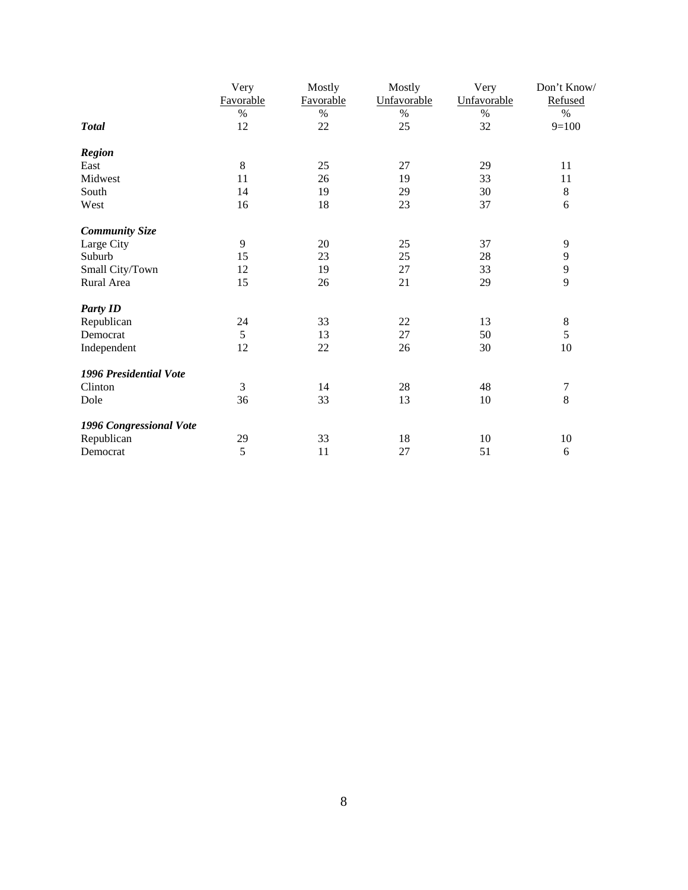| | Very Favorable | Mostly Favorable | Mostly Unfavorable | Very Unfavorable | Don't Know/ Refused |
|---|---|---|---|---|---|
| | % | % | % | % | % |
| ***Total*** | 12 | 22 | 25 | 32 | 9=100 |
| ***Region*** | | | | | |
| East | 8 | 25 | 27 | 29 | 11 |
| Midwest | 11 | 26 | 19 | 33 | 11 |
| South | 14 | 19 | 29 | 30 | 8 |
| West | 16 | 18 | 23 | 37 | 6 |
| ***Community Size*** | | | | | |
| Large City | 9 | 20 | 25 | 37 | 9 |
| Suburb | 15 | 23 | 25 | 28 | 9 |
| Small City/Town | 12 | 19 | 27 | 33 | 9 |
| Rural Area | 15 | 26 | 21 | 29 | 9 |
| ***Party ID*** | | | | | |
| Republican | 24 | 33 | 22 | 13 | 8 |
| Democrat | 5 | 13 | 27 | 50 | 5 |
| Independent | 12 | 22 | 26 | 30 | 10 |
| ***1996 Presidential Vote*** | | | | | |
| Clinton | 3 | 14 | 28 | 48 | 7 |
| Dole | 36 | 33 | 13 | 10 | 8 |
| ***1996 Congressional Vote*** | | | | | |
| Republican | 29 | 33 | 18 | 10 | 10 |
| Democrat | 5 | 11 | 27 | 51 | 6 |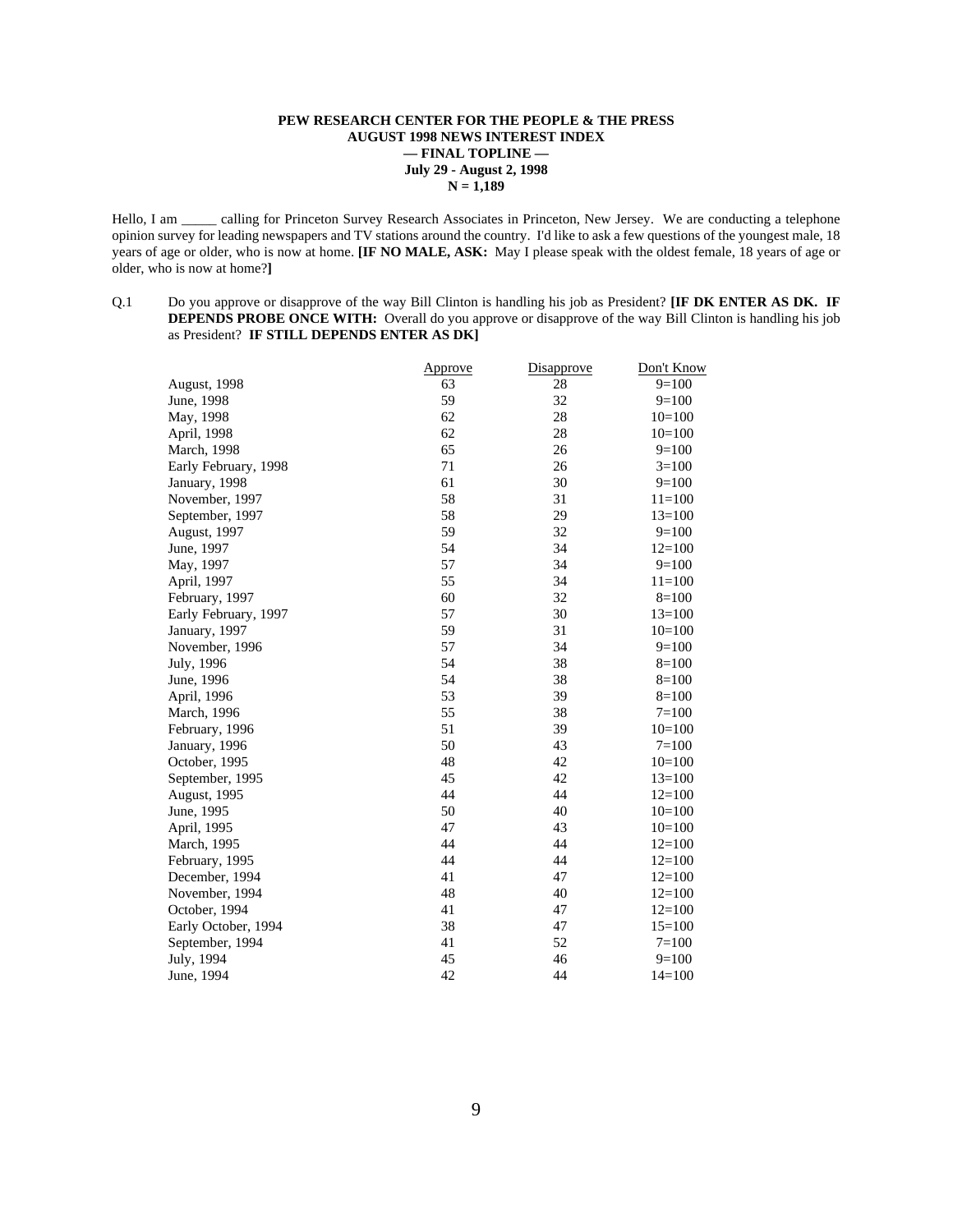**PEW RESEARCH CENTER FOR THE PEOPLE & THE PRESS**
**AUGUST 1998 NEWS INTEREST INDEX**
**— FINAL TOPLINE —**
**July 29 - August 2, 1998**
**N = 1,189**

Hello, I am _____ calling for Princeton Survey Research Associates in Princeton, New Jersey. We are conducting a telephone opinion survey for leading newspapers and TV stations around the country. I'd like to ask a few questions of the youngest male, 18 years of age or older, who is now at home. **[IF NO MALE, ASK:** May I please speak with the oldest female, 18 years of age or older, who is now at home?**]**

Q.1 Do you approve or disapprove of the way Bill Clinton is handling his job as President? **[IF DK ENTER AS DK. IF DEPENDS PROBE ONCE WITH:** Overall do you approve or disapprove of the way Bill Clinton is handling his job as President? **IF STILL DEPENDS ENTER AS DK]**

| | Approve | Disapprove | Don't Know |
|---|---|---|---|
| August, 1998 | 63 | 28 | 9=100 |
| June, 1998 | 59 | 32 | 9=100 |
| May, 1998 | 62 | 28 | 10=100 |
| April, 1998 | 62 | 28 | 10=100 |
| March, 1998 | 65 | 26 | 9=100 |
| Early February, 1998 | 71 | 26 | 3=100 |
| January, 1998 | 61 | 30 | 9=100 |
| November, 1997 | 58 | 31 | 11=100 |
| September, 1997 | 58 | 29 | 13=100 |
| August, 1997 | 59 | 32 | 9=100 |
| June, 1997 | 54 | 34 | 12=100 |
| May, 1997 | 57 | 34 | 9=100 |
| April, 1997 | 55 | 34 | 11=100 |
| February, 1997 | 60 | 32 | 8=100 |
| Early February, 1997 | 57 | 30 | 13=100 |
| January, 1997 | 59 | 31 | 10=100 |
| November, 1996 | 57 | 34 | 9=100 |
| July, 1996 | 54 | 38 | 8=100 |
| June, 1996 | 54 | 38 | 8=100 |
| April, 1996 | 53 | 39 | 8=100 |
| March, 1996 | 55 | 38 | 7=100 |
| February, 1996 | 51 | 39 | 10=100 |
| January, 1996 | 50 | 43 | 7=100 |
| October, 1995 | 48 | 42 | 10=100 |
| September, 1995 | 45 | 42 | 13=100 |
| August, 1995 | 44 | 44 | 12=100 |
| June, 1995 | 50 | 40 | 10=100 |
| April, 1995 | 47 | 43 | 10=100 |
| March, 1995 | 44 | 44 | 12=100 |
| February, 1995 | 44 | 44 | 12=100 |
| December, 1994 | 41 | 47 | 12=100 |
| November, 1994 | 48 | 40 | 12=100 |
| October, 1994 | 41 | 47 | 12=100 |
| Early October, 1994 | 38 | 47 | 15=100 |
| September, 1994 | 41 | 52 | 7=100 |
| July, 1994 | 45 | 46 | 9=100 |
| June, 1994 | 42 | 44 | 14=100 |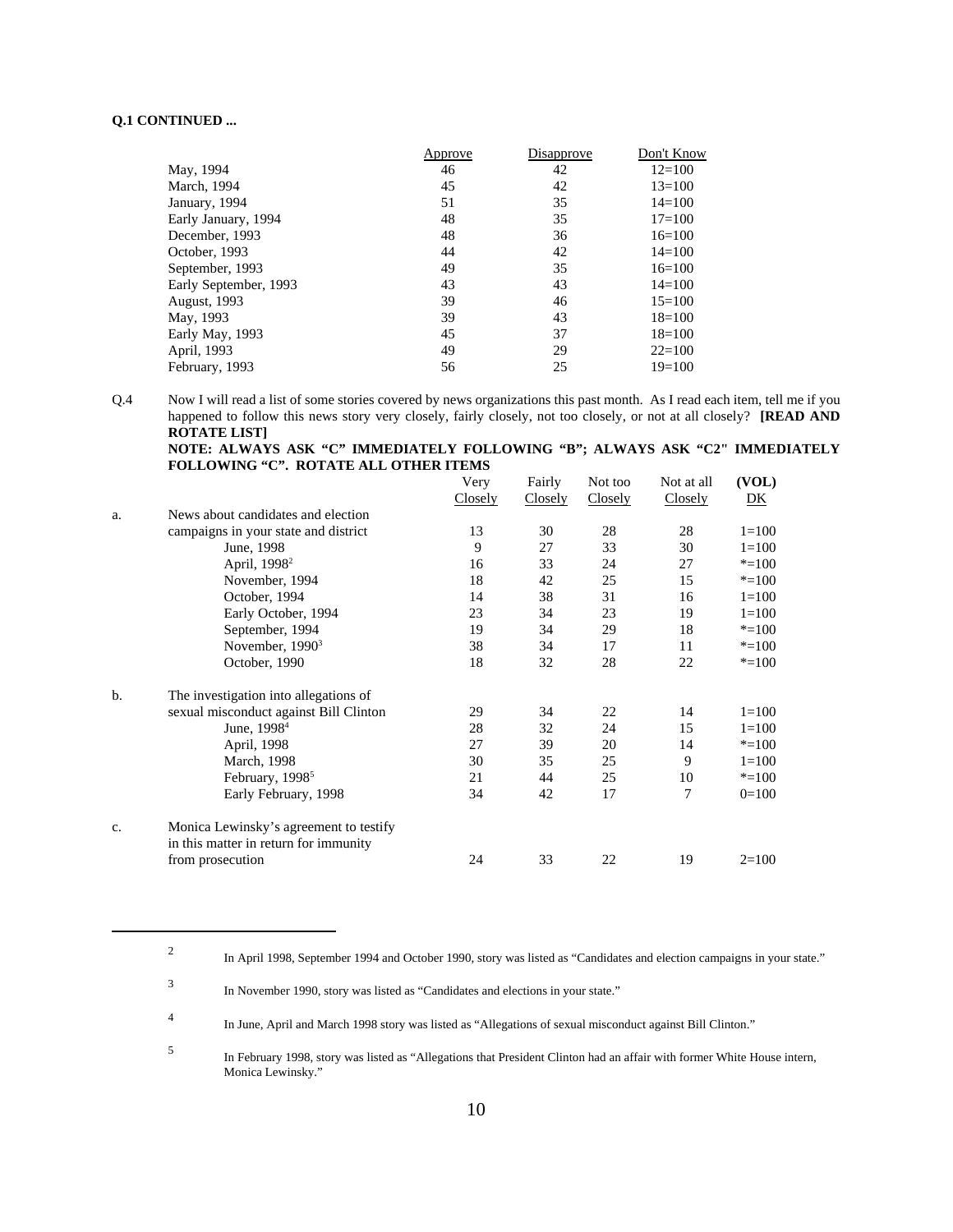**Q.1 CONTINUED ...**

| | Approve | Disapprove | Don't Know |
|---|---|---|---|
| May, 1994 | 46 | 42 | 12=100 |
| March, 1994 | 45 | 42 | 13=100 |
| January, 1994 | 51 | 35 | 14=100 |
| Early January, 1994 | 48 | 35 | 17=100 |
| December, 1993 | 48 | 36 | 16=100 |
| October, 1993 | 44 | 42 | 14=100 |
| September, 1993 | 49 | 35 | 16=100 |
| Early September, 1993 | 43 | 43 | 14=100 |
| August, 1993 | 39 | 46 | 15=100 |
| May, 1993 | 39 | 43 | 18=100 |
| Early May, 1993 | 45 | 37 | 18=100 |
| April, 1993 | 49 | 29 | 22=100 |
| February, 1993 | 56 | 25 | 19=100 |

Q.4 Now I will read a list of some stories covered by news organizations this past month. As I read each item, tell me if you happened to follow this news story very closely, fairly closely, not too closely, or not at all closely? **[READ AND ROTATE LIST]**
**NOTE: ALWAYS ASK "C" IMMEDIATELY FOLLOWING "B"; ALWAYS ASK "C2" IMMEDIATELY FOLLOWING "C". ROTATE ALL OTHER ITEMS**

| | | Very Closely | Fairly Closely | Not too Closely | Not at all Closely | (VOL) DK |
|---|---|---|---|---|---|---|
| a. | News about candidates and election campaigns in your state and district | 13 | 30 | 28 | 28 | 1=100 |
| | June, 1998 | 9 | 27 | 33 | 30 | 1=100 |
| | April, 1998[2] | 16 | 33 | 24 | 27 | *=100 |
| | November, 1994 | 18 | 42 | 25 | 15 | *=100 |
| | October, 1994 | 14 | 38 | 31 | 16 | 1=100 |
| | Early October, 1994 | 23 | 34 | 23 | 19 | 1=100 |
| | September, 1994 | 19 | 34 | 29 | 18 | *=100 |
| | November, 1990[3] | 38 | 34 | 17 | 11 | *=100 |
| | October, 1990 | 18 | 32 | 28 | 22 | *=100 |
| b. | The investigation into allegations of sexual misconduct against Bill Clinton | 29 | 34 | 22 | 14 | 1=100 |
| | June, 1998[4] | 28 | 32 | 24 | 15 | 1=100 |
| | April, 1998 | 27 | 39 | 20 | 14 | *=100 |
| | March, 1998 | 30 | 35 | 25 | 9 | 1=100 |
| | February, 1998[5] | 21 | 44 | 25 | 10 | *=100 |
| | Early February, 1998 | 34 | 42 | 17 | 7 | 0=100 |
| c. | Monica Lewinsky's agreement to testify in this matter in return for immunity from prosecution | 24 | 33 | 22 | 19 | 2=100 |

---

[2] In April 1998, September 1994 and October 1990, story was listed as "Candidates and election campaigns in your state."

[3] In November 1990, story was listed as "Candidates and elections in your state."

[4] In June, April and March 1998 story was listed as "Allegations of sexual misconduct against Bill Clinton."

[5] In February 1998, story was listed as "Allegations that President Clinton had an affair with former White House intern, Monica Lewinsky."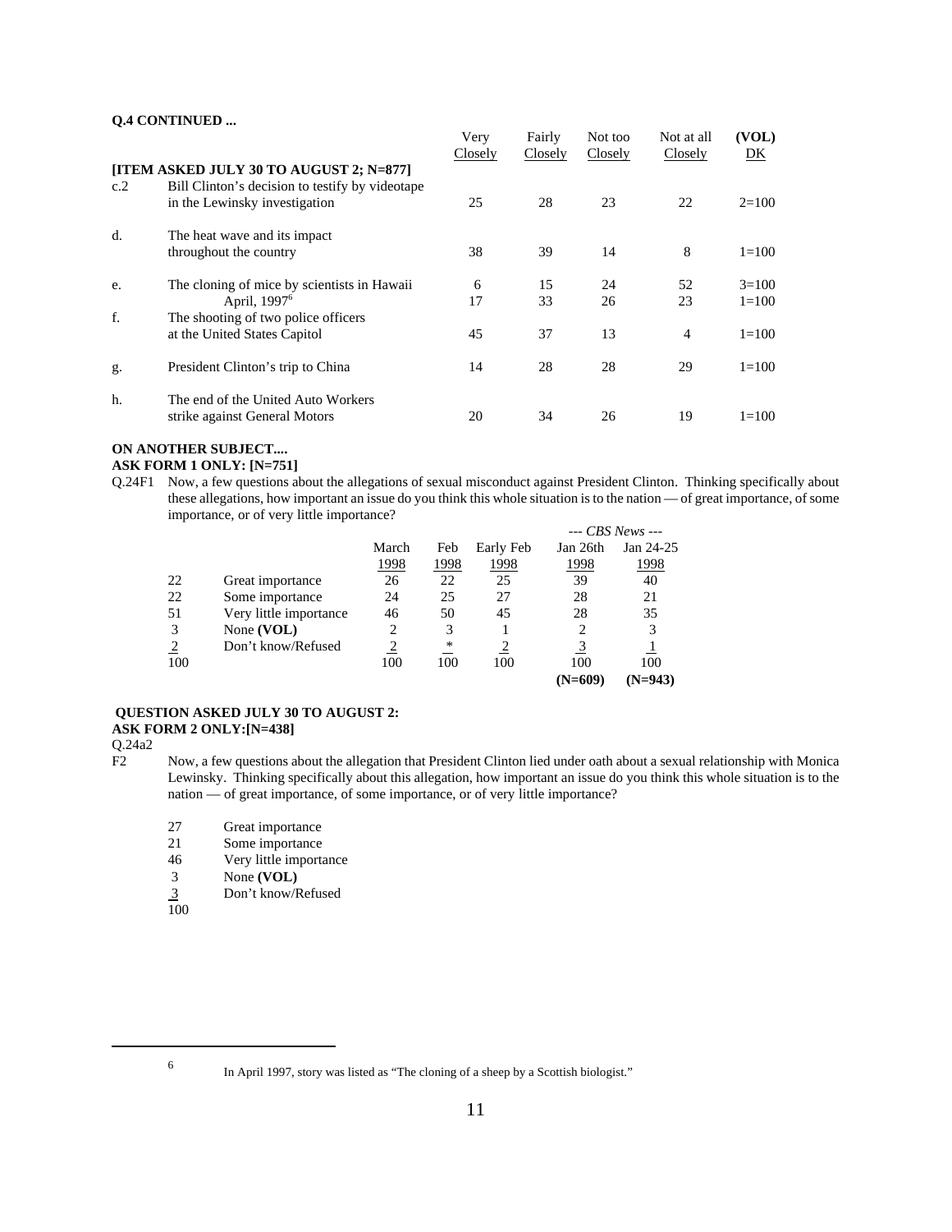**Q.4 CONTINUED ...**

| | | Very Closely | Fairly Closely | Not too Closely | Not at all Closely | (VOL) DK |
|---|---|---|---|---|---|---|
| **[ITEM ASKED JULY 30 TO AUGUST 2; N=877]** | | | | | | |
| c.2 | Bill Clinton's decision to testify by videotape in the Lewinsky investigation | 25 | 28 | 23 | 22 | 2=100 |
| d. | The heat wave and its impact throughout the country | 38 | 39 | 14 | 8 | 1=100 |
| e. | The cloning of mice by scientists in Hawaii | 6 | 15 | 24 | 52 | 3=100 |
| | April, 1997[6] | 17 | 33 | 26 | 23 | 1=100 |
| f. | The shooting of two police officers at the United States Capitol | 45 | 37 | 13 | 4 | 1=100 |
| g. | President Clinton's trip to China | 14 | 28 | 28 | 29 | 1=100 |
| h. | The end of the United Auto Workers strike against General Motors | 20 | 34 | 26 | 19 | 1=100 |

**ON ANOTHER SUBJECT....**

**ASK FORM 1 ONLY: [N=751]**

Q.24F1 Now, a few questions about the allegations of sexual misconduct against President Clinton. Thinking specifically about these allegations, how important an issue do you think this whole situation is to the nation — of great importance, of some importance, or of very little importance?

| | | March 1998 | Feb 1998 | Early Feb 1998 | *--- CBS News ---* Jan 26th 1998 | Jan 24-25 1998 |
|---|---|---|---|---|---|---|
| 22 | Great importance | 26 | 22 | 25 | 39 | 40 |
| 22 | Some importance | 24 | 25 | 27 | 28 | 21 |
| 51 | Very little importance | 46 | 50 | 45 | 28 | 35 |
| 3 | None **(VOL)** | 2 | 3 | 1 | 2 | 3 |
| 2 | Don't know/Refused | 2 | * | 2 | 3 | 1 |
| 100 | | 100 | 100 | 100 | 100 | 100 |
| | | | | | **(N=609)** | **(N=943)** |

**QUESTION ASKED JULY 30 TO AUGUST 2:**

**ASK FORM 2 ONLY:[N=438]**

Q.24a2

F2 Now, a few questions about the allegation that President Clinton lied under oath about a sexual relationship with Monica Lewinsky. Thinking specifically about this allegation, how important an issue do you think this whole situation is to the nation — of great importance, of some importance, or of very little importance?

| | |
|---|---|
| 27 | Great importance |
| 21 | Some importance |
| 46 | Very little importance |
| 3 | None **(VOL)** |
| 3 | Don't know/Refused |
| 100 | |

[6] In April 1997, story was listed as "The cloning of a sheep by a Scottish biologist."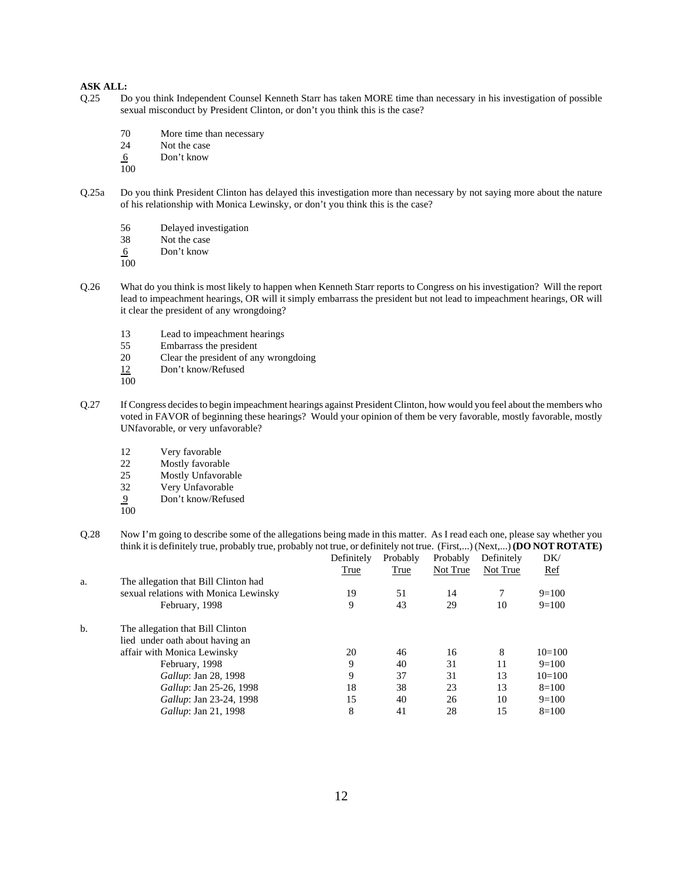**ASK ALL:**

Q.25 Do you think Independent Counsel Kenneth Starr has taken MORE time than necessary in his investigation of possible sexual misconduct by President Clinton, or don't you think this is the case?

| | |
|---|---|
| 70 | More time than necessary |
| 24 | Not the case |
| 6 | Don't know |
| 100 | |

Q.25a Do you think President Clinton has delayed this investigation more than necessary by not saying more about the nature of his relationship with Monica Lewinsky, or don't you think this is the case?

| | |
|---|---|
| 56 | Delayed investigation |
| 38 | Not the case |
| 6 | Don't know |
| 100 | |

Q.26 What do you think is most likely to happen when Kenneth Starr reports to Congress on his investigation? Will the report lead to impeachment hearings, OR will it simply embarrass the president but not lead to impeachment hearings, OR will it clear the president of any wrongdoing?

| | |
|---|---|
| 13 | Lead to impeachment hearings |
| 55 | Embarrass the president |
| 20 | Clear the president of any wrongdoing |
| 12 | Don't know/Refused |
| 100 | |

Q.27 If Congress decides to begin impeachment hearings against President Clinton, how would you feel about the members who voted in FAVOR of beginning these hearings? Would your opinion of them be very favorable, mostly favorable, mostly UNfavorable, or very unfavorable?

| | |
|---|---|
| 12 | Very favorable |
| 22 | Mostly favorable |
| 25 | Mostly Unfavorable |
| 32 | Very Unfavorable |
| 9 | Don't know/Refused |
| 100 | |

Q.28 Now I'm going to describe some of the allegations being made in this matter. As I read each one, please say whether you think it is definitely true, probably true, probably not true, or definitely not true. (First,...) (Next,...) **(DO NOT ROTATE)**

| | | Definitely True | Probably True | Probably Not True | Definitely Not True | DK/ Ref |
|---|---|---|---|---|---|---|
| a. | The allegation that Bill Clinton had sexual relations with Monica Lewinsky | 19 | 51 | 14 | 7 | 9=100 |
| | February, 1998 | 9 | 43 | 29 | 10 | 9=100 |
| b. | The allegation that Bill Clinton lied under oath about having an affair with Monica Lewinsky | 20 | 46 | 16 | 8 | 10=100 |
| | February, 1998 | 9 | 40 | 31 | 11 | 9=100 |
| | *Gallup*: Jan 28, 1998 | 9 | 37 | 31 | 13 | 10=100 |
| | *Gallup*: Jan 25-26, 1998 | 18 | 38 | 23 | 13 | 8=100 |
| | *Gallup*: Jan 23-24, 1998 | 15 | 40 | 26 | 10 | 9=100 |
| | *Gallup*: Jan 21, 1998 | 8 | 41 | 28 | 15 | 8=100 |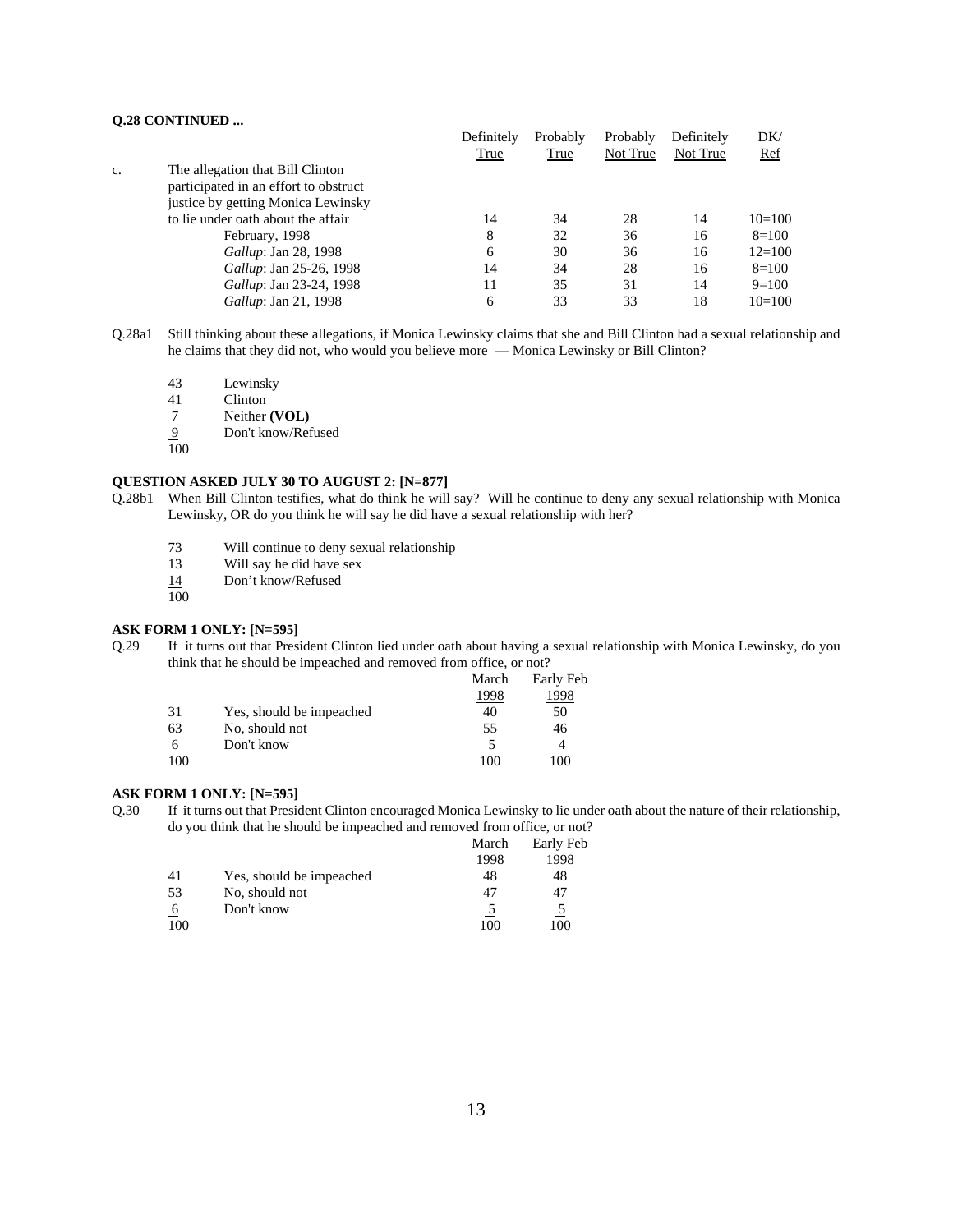**Q.28 CONTINUED ...**

| | | Definitely True | Probably True | Probably Not True | Definitely Not True | DK/ Ref |
|---|---|---|---|---|---|---|
| c. | The allegation that Bill Clinton participated in an effort to obstruct justice by getting Monica Lewinsky to lie under oath about the affair | 14 | 34 | 28 | 14 | 10=100 |
| | February, 1998 | 8 | 32 | 36 | 16 | 8=100 |
| | *Gallup*: Jan 28, 1998 | 6 | 30 | 36 | 16 | 12=100 |
| | *Gallup*: Jan 25-26, 1998 | 14 | 34 | 28 | 16 | 8=100 |
| | *Gallup*: Jan 23-24, 1998 | 11 | 35 | 31 | 14 | 9=100 |
| | *Gallup*: Jan 21, 1998 | 6 | 33 | 33 | 18 | 10=100 |

Q.28a1 Still thinking about these allegations, if Monica Lewinsky claims that she and Bill Clinton had a sexual relationship and he claims that they did not, who would you believe more — Monica Lewinsky or Bill Clinton?

| | |
|---|---|
| 43 | Lewinsky |
| 41 | Clinton |
| 7 | Neither **(VOL)** |
| 9 | Don't know/Refused |
| 100 | |

**QUESTION ASKED JULY 30 TO AUGUST 2: [N=877]**

Q.28b1 When Bill Clinton testifies, what do think he will say? Will he continue to deny any sexual relationship with Monica Lewinsky, OR do you think he will say he did have a sexual relationship with her?

| | |
|---|---|
| 73 | Will continue to deny sexual relationship |
| 13 | Will say he did have sex |
| 14 | Don't know/Refused |
| 100 | |

**ASK FORM 1 ONLY: [N=595]**

Q.29 If it turns out that President Clinton lied under oath about having a sexual relationship with Monica Lewinsky, do you think that he should be impeached and removed from office, or not?

| | | March 1998 | Early Feb 1998 |
|---|---|---|---|
| 31 | Yes, should be impeached | 40 | 50 |
| 63 | No, should not | 55 | 46 |
| 6 | Don't know | 5 | 4 |
| 100 | | 100 | 100 |

**ASK FORM 1 ONLY: [N=595]**

Q.30 If it turns out that President Clinton encouraged Monica Lewinsky to lie under oath about the nature of their relationship, do you think that he should be impeached and removed from office, or not?

| | | March 1998 | Early Feb 1998 |
|---|---|---|---|
| 41 | Yes, should be impeached | 48 | 48 |
| 53 | No, should not | 47 | 47 |
| 6 | Don't know | 5 | 5 |
| 100 | | 100 | 100 |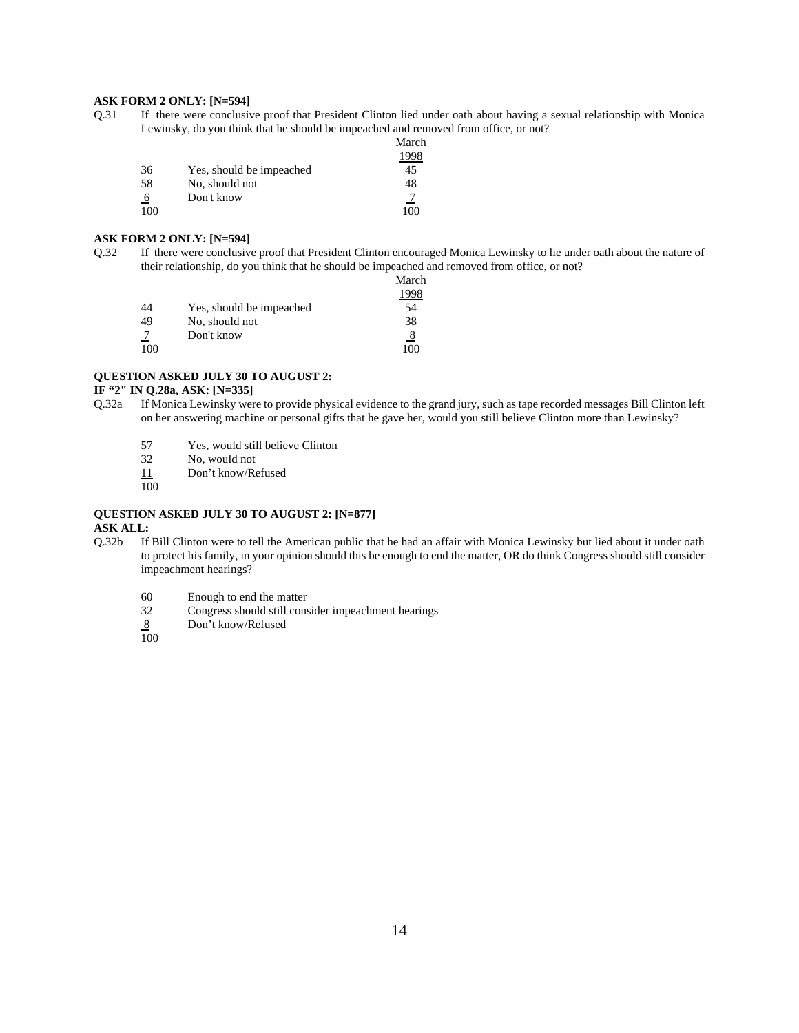**ASK FORM 2 ONLY: [N=594]**

Q.31 If there were conclusive proof that President Clinton lied under oath about having a sexual relationship with Monica Lewinsky, do you think that he should be impeached and removed from office, or not?

| | | March 1998 |
|---|---|---|
| 36 | Yes, should be impeached | 45 |
| 58 | No, should not | 48 |
| 6 | Don't know | 7 |
| 100 | | 100 |

**ASK FORM 2 ONLY: [N=594]**

Q.32 If there were conclusive proof that President Clinton encouraged Monica Lewinsky to lie under oath about the nature of their relationship, do you think that he should be impeached and removed from office, or not?

| | | March 1998 |
|---|---|---|
| 44 | Yes, should be impeached | 54 |
| 49 | No, should not | 38 |
| 7 | Don't know | 8 |
| 100 | | 100 |

**QUESTION ASKED JULY 30 TO AUGUST 2:**
**IF "2" IN Q.28a, ASK: [N=335]**

Q.32a If Monica Lewinsky were to provide physical evidence to the grand jury, such as tape recorded messages Bill Clinton left on her answering machine or personal gifts that he gave her, would you still believe Clinton more than Lewinsky?

| | |
|---|---|
| 57 | Yes, would still believe Clinton |
| 32 | No, would not |
| 11 | Don't know/Refused |
| 100 | |

**QUESTION ASKED JULY 30 TO AUGUST 2: [N=877]**
**ASK ALL:**

Q.32b If Bill Clinton were to tell the American public that he had an affair with Monica Lewinsky but lied about it under oath to protect his family, in your opinion should this be enough to end the matter, OR do think Congress should still consider impeachment hearings?

| | |
|---|---|
| 60 | Enough to end the matter |
| 32 | Congress should still consider impeachment hearings |
| 8 | Don't know/Refused |
| 100 | |